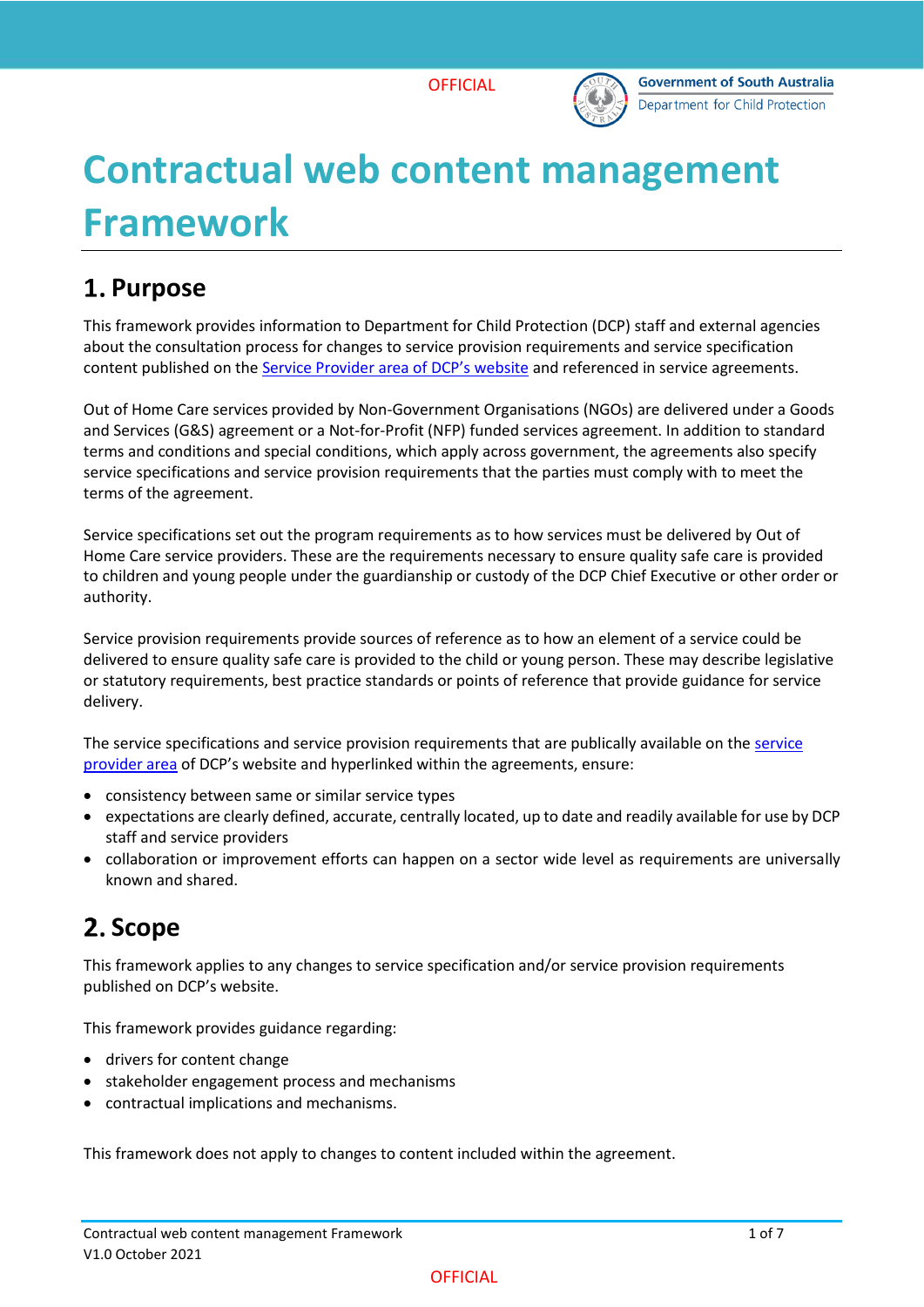# Contractual web content management Framework

## 1. Purpose

This framework provides information to Department for Child Protection (DCP) staff and external agencies about the consultation process for changes to service provision requirements and service specification content published on the [Service Provider area of DCP's website](#) and referenced in service agreements.

Out of Home Care services provided by Non-Government Organisations (NGOs) are delivered under a Goods and Services (G&S) agreement or a Not-for-Profit (NFP) funded services agreement. In addition to standard terms and conditions and special conditions, which apply across government, the agreements also specify service specifications and service provision requirements that the parties must comply with to meet the terms of the agreement.

Service specifications set out the program requirements as to how services must be delivered by Out of Home Care service providers. These are the requirements necessary to ensure quality safe care is provided to children and young people under the guardianship or custody of the DCP Chief Executive or other order or authority.

Service provision requirements provide sources of reference as to how an element of a service could be delivered to ensure quality safe care is provided to the child or young person. These may describe legislative or statutory requirements, best practice standards or points of reference that provide guidance for service delivery.

The service specifications and service provision requirements that are publically available on the [service provider area](#) of DCP's website and hyperlinked within the agreements, ensure:

- consistency between same or similar service types
- expectations are clearly defined, accurate, centrally located, up to date and readily available for use by DCP staff and service providers
- collaboration or improvement efforts can happen on a sector wide level as requirements are universally known and shared.

## 2. Scope

This framework applies to any changes to service specification and/or service provision requirements published on DCP's website.

This framework provides guidance regarding:

- drivers for content change
- stakeholder engagement process and mechanisms
- contractual implications and mechanisms.

This framework does not apply to changes to content included within the agreement.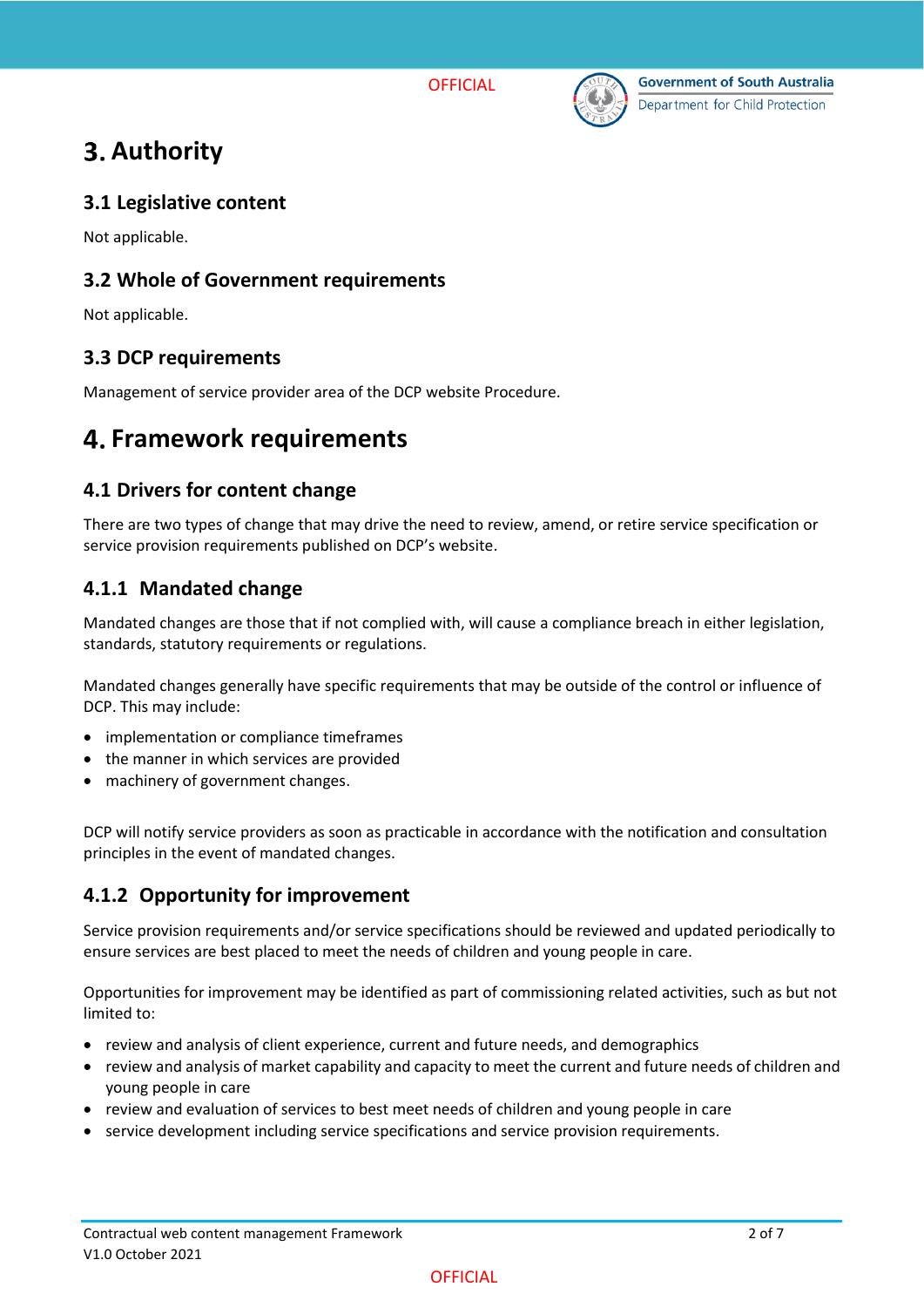# 3. Authority

## 3.1 Legislative content

Not applicable.

## 3.2 Whole of Government requirements

Not applicable.

## 3.3 DCP requirements

Management of service provider area of the DCP website Procedure.

# 4. Framework requirements

## 4.1 Drivers for content change

There are two types of change that may drive the need to review, amend, or retire service specification or service provision requirements published on DCP's website.

### 4.1.1 Mandated change

Mandated changes are those that if not complied with, will cause a compliance breach in either legislation, standards, statutory requirements or regulations.

Mandated changes generally have specific requirements that may be outside of the control or influence of DCP. This may include:

- implementation or compliance timeframes
- the manner in which services are provided
- machinery of government changes.

DCP will notify service providers as soon as practicable in accordance with the notification and consultation principles in the event of mandated changes.

### 4.1.2 Opportunity for improvement

Service provision requirements and/or service specifications should be reviewed and updated periodically to ensure services are best placed to meet the needs of children and young people in care.

Opportunities for improvement may be identified as part of commissioning related activities, such as but not limited to:

- review and analysis of client experience, current and future needs, and demographics
- review and analysis of market capability and capacity to meet the current and future needs of children and young people in care
- review and evaluation of services to best meet needs of children and young people in care
- service development including service specifications and service provision requirements.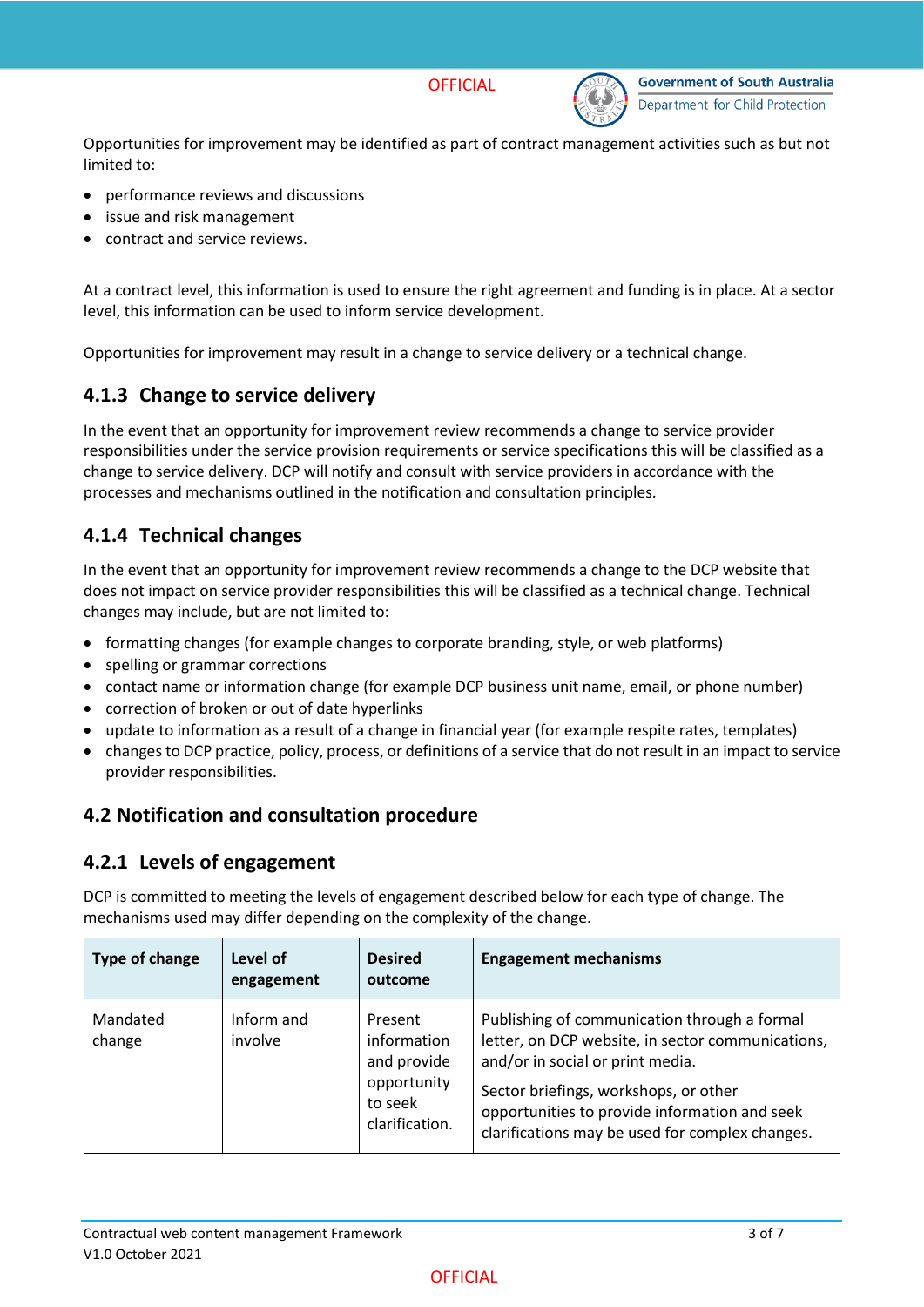Opportunities for improvement may be identified as part of contract management activities such as but not limited to:

- performance reviews and discussions
- issue and risk management
- contract and service reviews.

At a contract level, this information is used to ensure the right agreement and funding is in place. At a sector level, this information can be used to inform service development.

Opportunities for improvement may result in a change to service delivery or a technical change.

### 4.1.3 Change to service delivery

In the event that an opportunity for improvement review recommends a change to service provider responsibilities under the service provision requirements or service specifications this will be classified as a change to service delivery. DCP will notify and consult with service providers in accordance with the processes and mechanisms outlined in the notification and consultation principles.

### 4.1.4 Technical changes

In the event that an opportunity for improvement review recommends a change to the DCP website that does not impact on service provider responsibilities this will be classified as a technical change. Technical changes may include, but are not limited to:

- formatting changes (for example changes to corporate branding, style, or web platforms)
- spelling or grammar corrections
- contact name or information change (for example DCP business unit name, email, or phone number)
- correction of broken or out of date hyperlinks
- update to information as a result of a change in financial year (for example respite rates, templates)
- changes to DCP practice, policy, process, or definitions of a service that do not result in an impact to service provider responsibilities.

## 4.2 Notification and consultation procedure

### 4.2.1 Levels of engagement

DCP is committed to meeting the levels of engagement described below for each type of change. The mechanisms used may differ depending on the complexity of the change.

| Type of change | Level of engagement | Desired outcome | Engagement mechanisms |
|---|---|---|---|
| Mandated change | Inform and involve | Present information and provide opportunity to seek clarification. | Publishing of communication through a formal letter, on DCP website, in sector communications, and/or in social or print media. <br> Sector briefings, workshops, or other opportunities to provide information and seek clarifications may be used for complex changes. |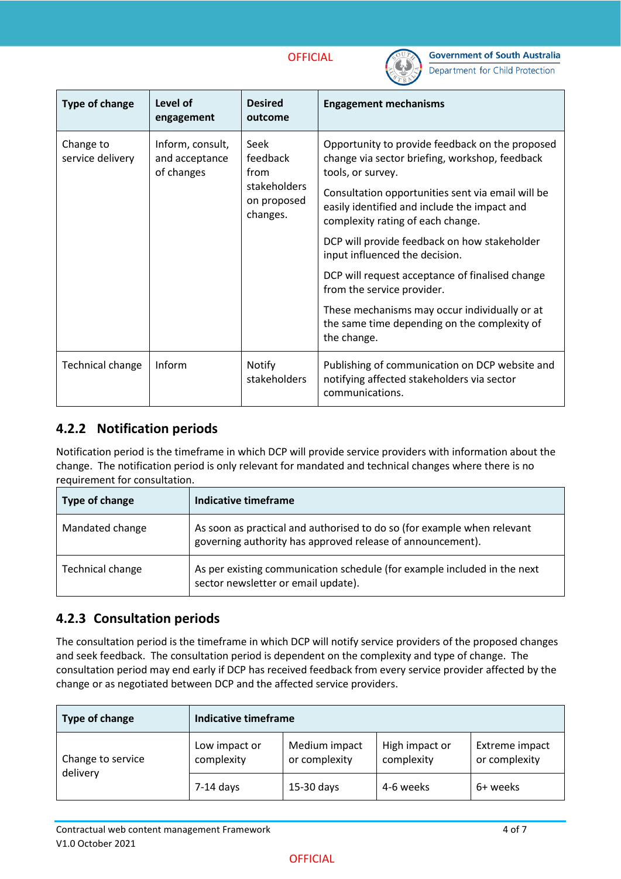| Type of change | Level of engagement | Desired outcome | Engagement mechanisms |
| --- | --- | --- | --- |
| Change to service delivery | Inform, consult, and acceptance of changes | Seek feedback from stakeholders on proposed changes. | Opportunity to provide feedback on the proposed change via sector briefing, workshop, feedback tools, or survey.<br><br>Consultation opportunities sent via email will be easily identified and include the impact and complexity rating of each change.<br><br>DCP will provide feedback on how stakeholder input influenced the decision.<br><br>DCP will request acceptance of finalised change from the service provider.<br><br>These mechanisms may occur individually or at the same time depending on the complexity of the change. |
| Technical change | Inform | Notify stakeholders | Publishing of communication on DCP website and notifying affected stakeholders via sector communications. |

### 4.2.2 Notification periods

Notification period is the timeframe in which DCP will provide service providers with information about the change. The notification period is only relevant for mandated and technical changes where there is no requirement for consultation.

| Type of change | Indicative timeframe |
| --- | --- |
| Mandated change | As soon as practical and authorised to do so (for example when relevant governing authority has approved release of announcement). |
| Technical change | As per existing communication schedule (for example included in the next sector newsletter or email update). |

### 4.2.3 Consultation periods

The consultation period is the timeframe in which DCP will notify service providers of the proposed changes and seek feedback. The consultation period is dependent on the complexity and type of change. The consultation period may end early if DCP has received feedback from every service provider affected by the change or as negotiated between DCP and the affected service providers.

| Type of change | Indicative timeframe | | | |
| --- | --- | --- | --- | --- |
| Change to service delivery | Low impact or complexity | Medium impact or complexity | High impact or complexity | Extreme impact or complexity |
| | 7-14 days | 15-30 days | 4-6 weeks | 6+ weeks |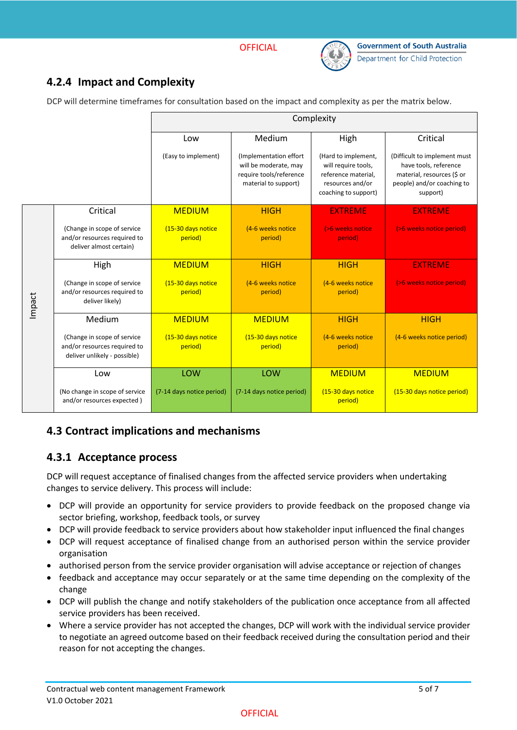### 4.2.4 Impact and Complexity

DCP will determine timeframes for consultation based on the impact and complexity as per the matrix below.

| | | Complexity | | | |
|---|---|---|---|---|---|
| | | Low (Easy to implement) | Medium (Implementation effort will be moderate, may require tools/reference material to support) | High (Hard to implement, will require tools, reference material, resources and/or coaching to support) | Critical (Difficult to implement must have tools, reference material, resources ($ or people) and/or coaching to support) |
| Impact | Critical (Change in scope of service and/or resources required to deliver almost certain) | MEDIUM (15-30 days notice period) | HIGH (4-6 weeks notice period) | EXTREME (>6 weeks notice period) | EXTREME (>6 weeks notice period) |
| | High (Change in scope of service and/or resources required to deliver likely) | MEDIUM (15-30 days notice period) | HIGH (4-6 weeks notice period) | HIGH (4-6 weeks notice period) | EXTREME (>6 weeks notice period) |
| | Medium (Change in scope of service and/or resources required to deliver unlikely - possible) | MEDIUM (15-30 days notice period) | MEDIUM (15-30 days notice period) | HIGH (4-6 weeks notice period) | HIGH (4-6 weeks notice period) |
| | Low (No change in scope of service and/or resources expected ) | LOW (7-14 days notice period) | LOW (7-14 days notice period) | MEDIUM (15-30 days notice period) | MEDIUM (15-30 days notice period) |

## 4.3 Contract implications and mechanisms

### 4.3.1 Acceptance process

DCP will request acceptance of finalised changes from the affected service providers when undertaking changes to service delivery. This process will include:

- DCP will provide an opportunity for service providers to provide feedback on the proposed change via sector briefing, workshop, feedback tools, or survey
- DCP will provide feedback to service providers about how stakeholder input influenced the final changes
- DCP will request acceptance of finalised change from an authorised person within the service provider organisation
- authorised person from the service provider organisation will advise acceptance or rejection of changes
- feedback and acceptance may occur separately or at the same time depending on the complexity of the change
- DCP will publish the change and notify stakeholders of the publication once acceptance from all affected service providers has been received.
- Where a service provider has not accepted the changes, DCP will work with the individual service provider to negotiate an agreed outcome based on their feedback received during the consultation period and their reason for not accepting the changes.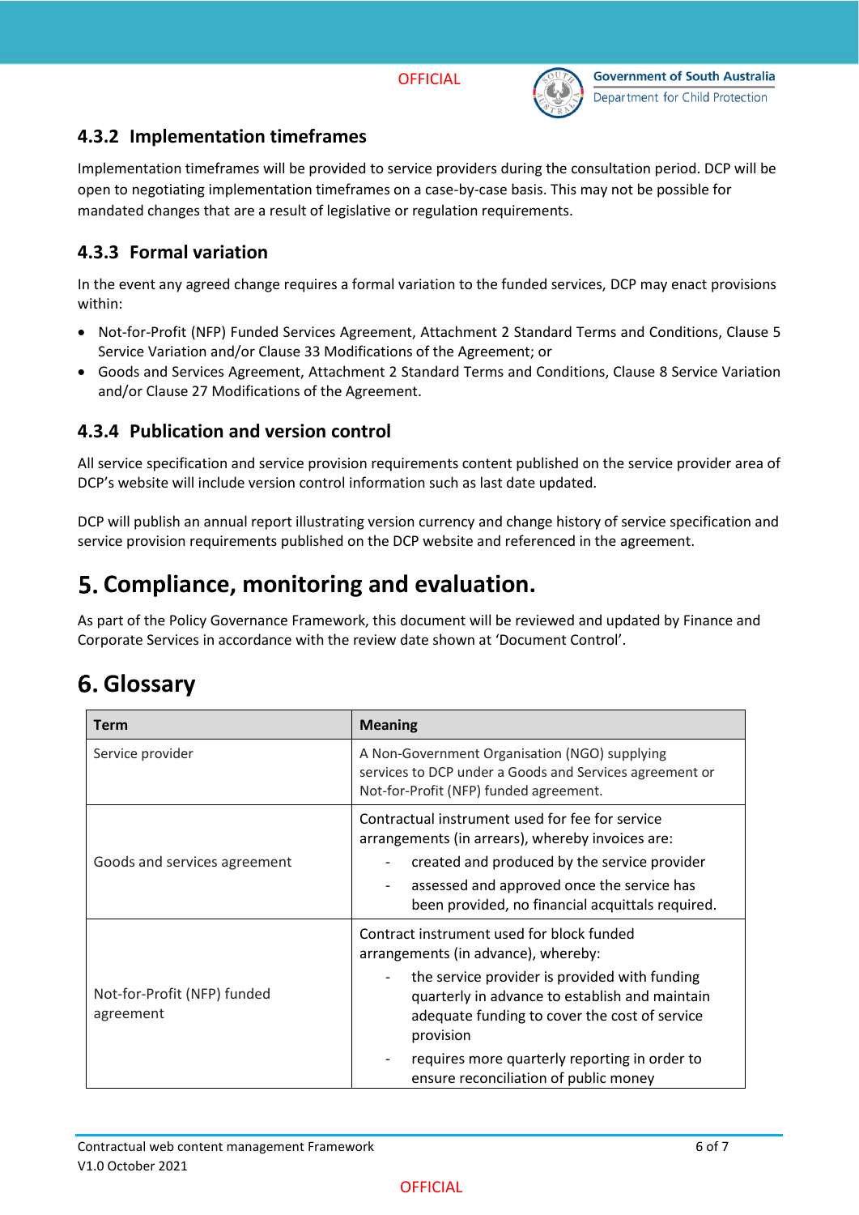### 4.3.2 Implementation timeframes

Implementation timeframes will be provided to service providers during the consultation period. DCP will be open to negotiating implementation timeframes on a case-by-case basis. This may not be possible for mandated changes that are a result of legislative or regulation requirements.

### 4.3.3 Formal variation

In the event any agreed change requires a formal variation to the funded services, DCP may enact provisions within:

- Not-for-Profit (NFP) Funded Services Agreement, Attachment 2 Standard Terms and Conditions, Clause 5 Service Variation and/or Clause 33 Modifications of the Agreement; or
- Goods and Services Agreement, Attachment 2 Standard Terms and Conditions, Clause 8 Service Variation and/or Clause 27 Modifications of the Agreement.

### 4.3.4 Publication and version control

All service specification and service provision requirements content published on the service provider area of DCP's website will include version control information such as last date updated.

DCP will publish an annual report illustrating version currency and change history of service specification and service provision requirements published on the DCP website and referenced in the agreement.

# 5. Compliance, monitoring and evaluation.

As part of the Policy Governance Framework, this document will be reviewed and updated by Finance and Corporate Services in accordance with the review date shown at 'Document Control'.

# 6. Glossary

| Term | Meaning |
|---|---|
| Service provider | A Non-Government Organisation (NGO) supplying services to DCP under a Goods and Services agreement or Not-for-Profit (NFP) funded agreement. |
| Goods and services agreement | Contractual instrument used for fee for service arrangements (in arrears), whereby invoices are:<br>- created and produced by the service provider<br>- assessed and approved once the service has been provided, no financial acquittals required. |
| Not-for-Profit (NFP) funded agreement | Contract instrument used for block funded arrangements (in advance), whereby:<br>- the service provider is provided with funding quarterly in advance to establish and maintain adequate funding to cover the cost of service provision<br>- requires more quarterly reporting in order to ensure reconciliation of public money |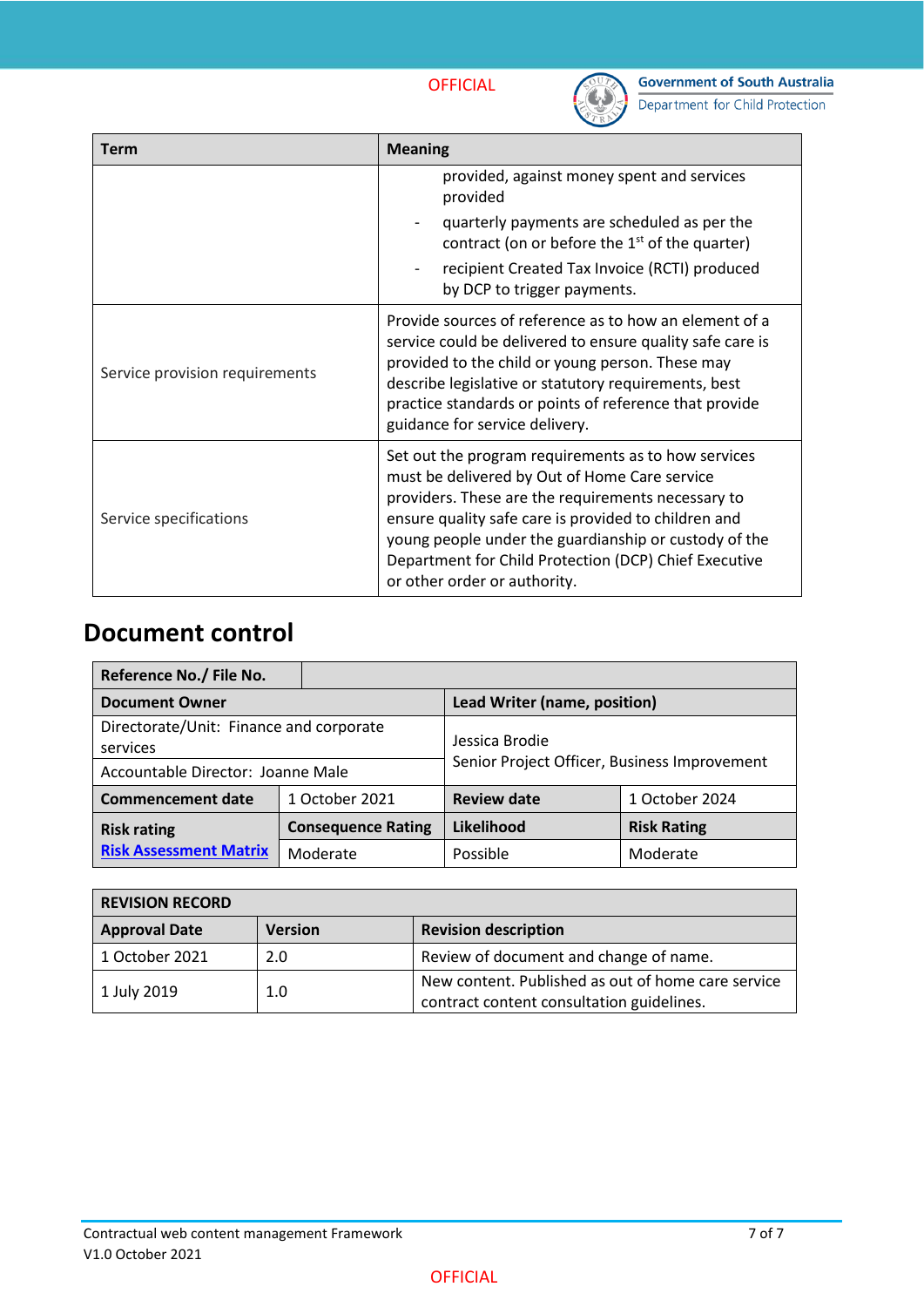| Term | Meaning |
| --- | --- |
| | provided, against money spent and services provided<br>- quarterly payments are scheduled as per the contract (on or before the 1st of the quarter)<br>- recipient Created Tax Invoice (RCTI) produced by DCP to trigger payments. |
| Service provision requirements | Provide sources of reference as to how an element of a service could be delivered to ensure quality safe care is provided to the child or young person. These may describe legislative or statutory requirements, best practice standards or points of reference that provide guidance for service delivery. |
| Service specifications | Set out the program requirements as to how services must be delivered by Out of Home Care service providers. These are the requirements necessary to ensure quality safe care is provided to children and young people under the guardianship or custody of the Department for Child Protection (DCP) Chief Executive or other order or authority. |

## Document control

| **Reference No./ File No.** | | | |
| --- | --- | --- | --- |
| **Document Owner** | | **Lead Writer (name, position)** | |
| Directorate/Unit: Finance and corporate services | | Jessica Brodie<br>Senior Project Officer, Business Improvement | |
| Accountable Director: Joanne Male | | | |
| **Commencement date** | 1 October 2021 | **Review date** | 1 October 2024 |
| **Risk rating**<br>**Risk Assessment Matrix** | **Consequence Rating** | **Likelihood** | **Risk Rating** |
| | Moderate | Possible | Moderate |

| **REVISION RECORD** | | |
| --- | --- | --- |
| **Approval Date** | **Version** | **Revision description** |
| 1 October 2021 | 2.0 | Review of document and change of name. |
| 1 July 2019 | 1.0 | New content. Published as out of home care service contract content consultation guidelines. |